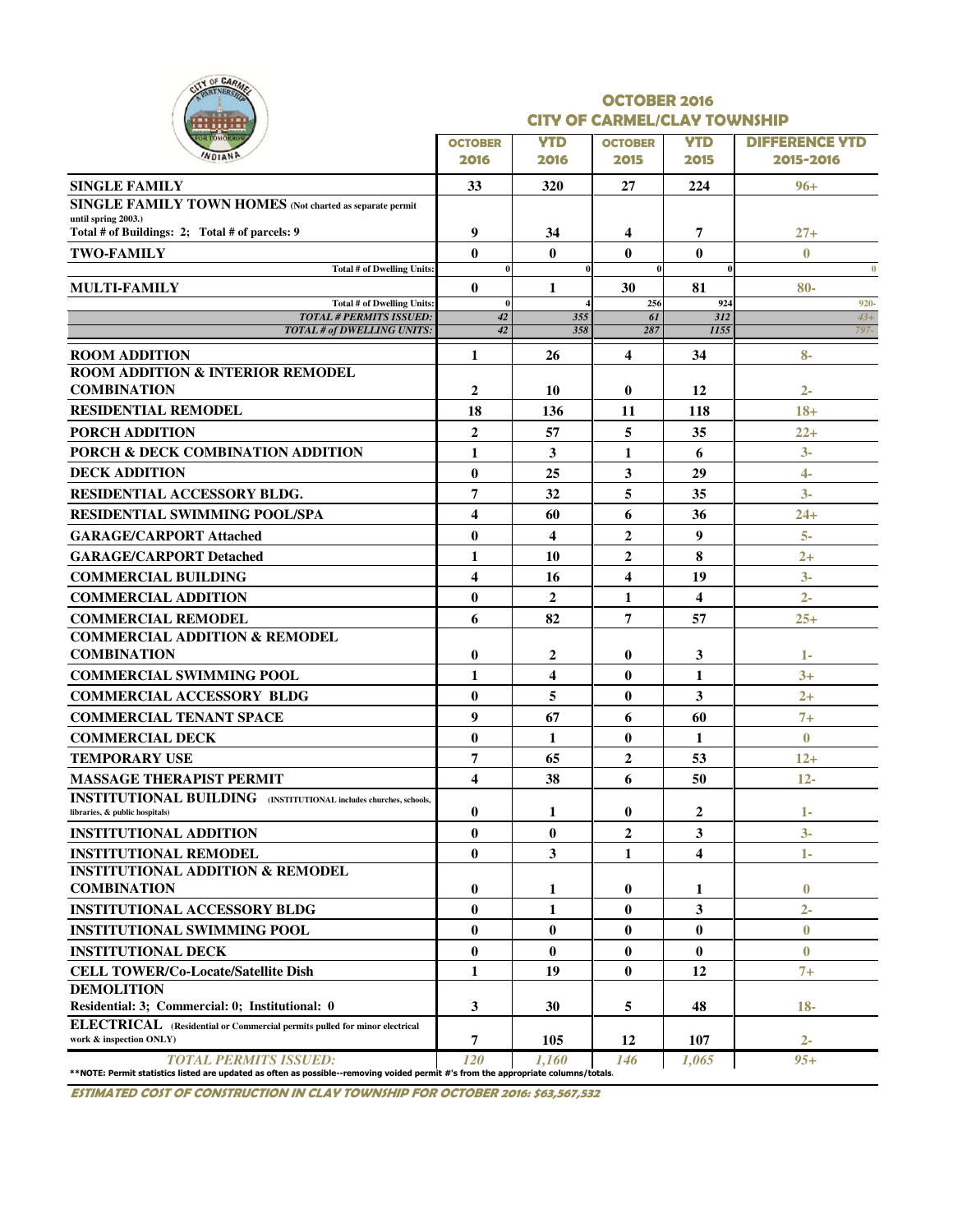# OCTOBER 2016
## CITY OF CARMEL/CLAY TOWNSHIP

| | OCTOBER 2016 | YTD 2016 | OCTOBER 2015 | YTD 2015 | DIFFERENCE YTD 2015-2016 |
|---|---|---|---|---|---|
| **SINGLE FAMILY** | 33 | 320 | 27 | 224 | 96+ |
| **SINGLE FAMILY TOWN HOMES** (Not charted as separate permit until spring 2003.) Total # of Buildings: 2; Total # of parcels: 9 | 9 | 34 | 4 | 7 | 27+ |
| **TWO-FAMILY** | 0 | 0 | 0 | 0 | 0 |
| Total # of Dwelling Units: | 0 | 0 | 0 | 0 | 0 |
| **MULTI-FAMILY** | 0 | 1 | 30 | 81 | 80- |
| Total # of Dwelling Units: | 0 | 4 | 256 | 924 | 920- |
| *TOTAL # PERMITS ISSUED:* | 42 | 355 | 61 | 312 | 43+ |
| *TOTAL # of DWELLING UNITS:* | 42 | 358 | 287 | 1155 | 797- |
| **ROOM ADDITION** | 1 | 26 | 4 | 34 | 8- |
| **ROOM ADDITION & INTERIOR REMODEL COMBINATION** | 2 | 10 | 0 | 12 | 2- |
| **RESIDENTIAL REMODEL** | 18 | 136 | 11 | 118 | 18+ |
| **PORCH ADDITION** | 2 | 57 | 5 | 35 | 22+ |
| **PORCH & DECK COMBINATION ADDITION** | 1 | 3 | 1 | 6 | 3- |
| **DECK ADDITION** | 0 | 25 | 3 | 29 | 4- |
| **RESIDENTIAL ACCESSORY BLDG.** | 7 | 32 | 5 | 35 | 3- |
| **RESIDENTIAL SWIMMING POOL/SPA** | 4 | 60 | 6 | 36 | 24+ |
| **GARAGE/CARPORT Attached** | 0 | 4 | 2 | 9 | 5- |
| **GARAGE/CARPORT Detached** | 1 | 10 | 2 | 8 | 2+ |
| **COMMERCIAL BUILDING** | 4 | 16 | 4 | 19 | 3- |
| **COMMERCIAL ADDITION** | 0 | 2 | 1 | 4 | 2- |
| **COMMERCIAL REMODEL** | 6 | 82 | 7 | 57 | 25+ |
| **COMMERCIAL ADDITION & REMODEL COMBINATION** | 0 | 2 | 0 | 3 | 1- |
| **COMMERCIAL SWIMMING POOL** | 1 | 4 | 0 | 1 | 3+ |
| **COMMERCIAL ACCESSORY BLDG** | 0 | 5 | 0 | 3 | 2+ |
| **COMMERCIAL TENANT SPACE** | 9 | 67 | 6 | 60 | 7+ |
| **COMMERCIAL DECK** | 0 | 1 | 0 | 1 | 0 |
| **TEMPORARY USE** | 7 | 65 | 2 | 53 | 12+ |
| **MASSAGE THERAPIST PERMIT** | 4 | 38 | 6 | 50 | 12- |
| **INSTITUTIONAL BUILDING** (INSTITUTIONAL includes churches, schools, libraries, & public hospitals) | 0 | 1 | 0 | 2 | 1- |
| **INSTITUTIONAL ADDITION** | 0 | 0 | 2 | 3 | 3- |
| **INSTITUTIONAL REMODEL** | 0 | 3 | 1 | 4 | 1- |
| **INSTITUTIONAL ADDITION & REMODEL COMBINATION** | 0 | 1 | 0 | 1 | 0 |
| **INSTITUTIONAL ACCESSORY BLDG** | 0 | 1 | 0 | 3 | 2- |
| **INSTITUTIONAL SWIMMING POOL** | 0 | 0 | 0 | 0 | 0 |
| **INSTITUTIONAL DECK** | 0 | 0 | 0 | 0 | 0 |
| **CELL TOWER/Co-Locate/Satellite Dish** | 1 | 19 | 0 | 12 | 7+ |
| **DEMOLITION** Residential: 3; Commercial: 0; Institutional: 0 | 3 | 30 | 5 | 48 | 18- |
| **ELECTRICAL** (Residential or Commercial permits pulled for minor electrical work & inspection ONLY) | 7 | 105 | 12 | 107 | 2- |
| *TOTAL PERMITS ISSUED:* | 120 | 1,160 | 146 | 1,065 | 95+ |

**NOTE: Permit statistics listed are updated as often as possible--removing voided permit #'s from the appropriate columns/totals.

***ESTIMATED COST OF CONSTRUCTION IN CLAY TOWNSHIP FOR OCTOBER 2016: $63,567,532***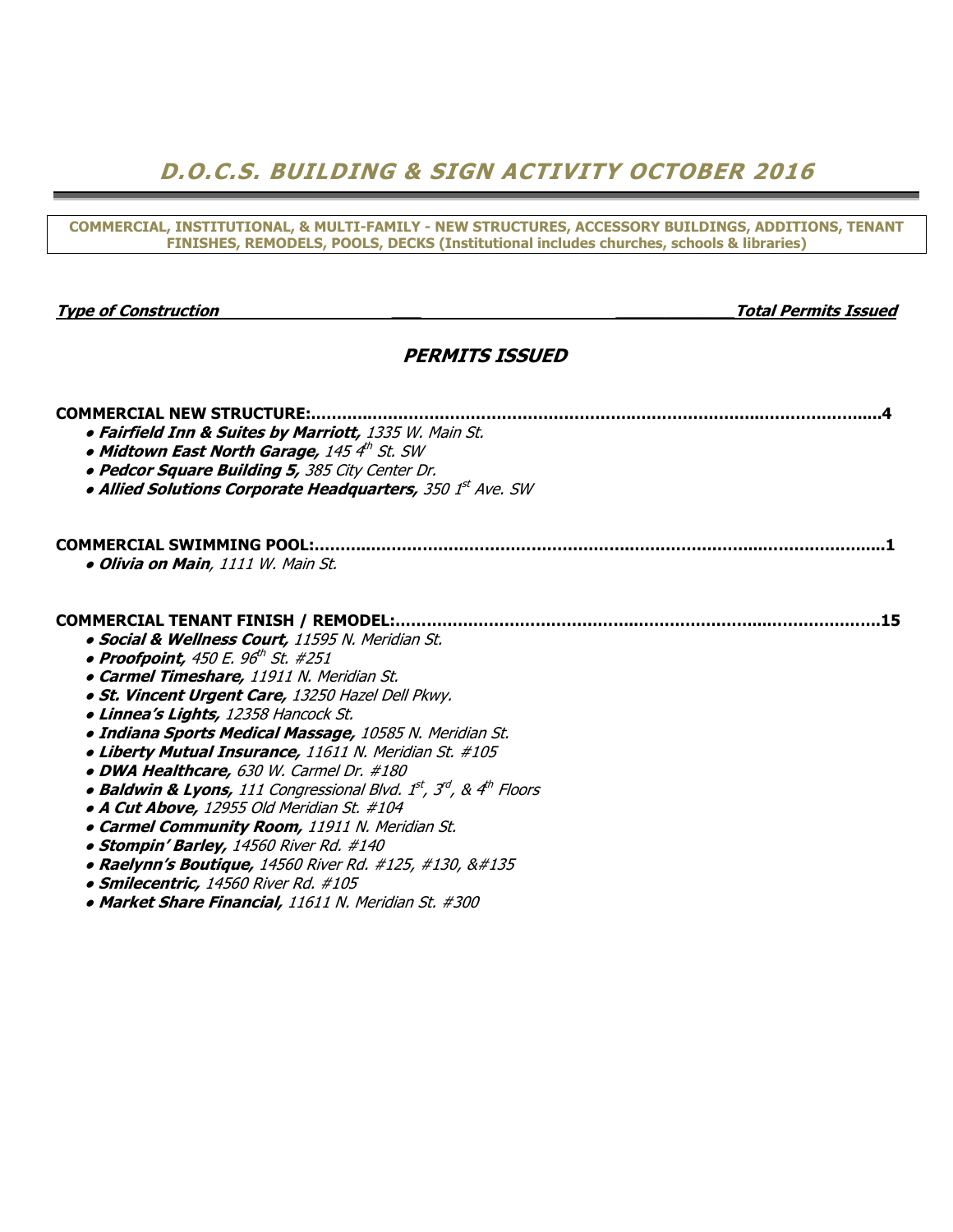# ***D.O.C.S. BUILDING & SIGN ACTIVITY OCTOBER 2016***

**COMMERCIAL, INSTITUTIONAL, & MULTI-FAMILY - NEW STRUCTURES, ACCESSORY BUILDINGS, ADDITIONS, TENANT FINISHES, REMODELS, POOLS, DECKS (Institutional includes churches, schools & libraries)**

***Type of Construction*** ***Total Permits Issued***

## ***PERMITS ISSUED***

**COMMERCIAL NEW STRUCTURE:............................................................................................................4**

- ***Fairfield Inn & Suites by Marriott,*** *1335 W. Main St.*
- ***Midtown East North Garage,*** *145 4th St. SW*
- ***Pedcor Square Building 5,*** *385 City Center Dr.*
- ***Allied Solutions Corporate Headquarters,*** *350 1st Ave. SW*

**COMMERCIAL SWIMMING POOL:..............................................................................................................1**

- ***Olivia on Main****, 1111 W. Main St.*

**COMMERCIAL TENANT FINISH / REMODEL:...........................................................................................15**

- ***Social & Wellness Court,*** *11595 N. Meridian St.*
- ***Proofpoint,*** *450 E. 96th St. #251*
- ***Carmel Timeshare,*** *11911 N. Meridian St.*
- ***St. Vincent Urgent Care,*** *13250 Hazel Dell Pkwy.*
- ***Linnea's Lights,*** *12358 Hancock St.*
- ***Indiana Sports Medical Massage,*** *10585 N. Meridian St.*
- ***Liberty Mutual Insurance,*** *11611 N. Meridian St. #105*
- ***DWA Healthcare,*** *630 W. Carmel Dr. #180*
- ***Baldwin & Lyons,*** *111 Congressional Blvd. 1st, 3rd, & 4th Floors*
- ***A Cut Above,*** *12955 Old Meridian St. #104*
- ***Carmel Community Room,*** *11911 N. Meridian St.*
- ***Stompin' Barley,*** *14560 River Rd. #140*
- ***Raelynn's Boutique,*** *14560 River Rd. #125, #130, &#135*
- ***Smilecentric,*** *14560 River Rd. #105*
- ***Market Share Financial,*** *11611 N. Meridian St. #300*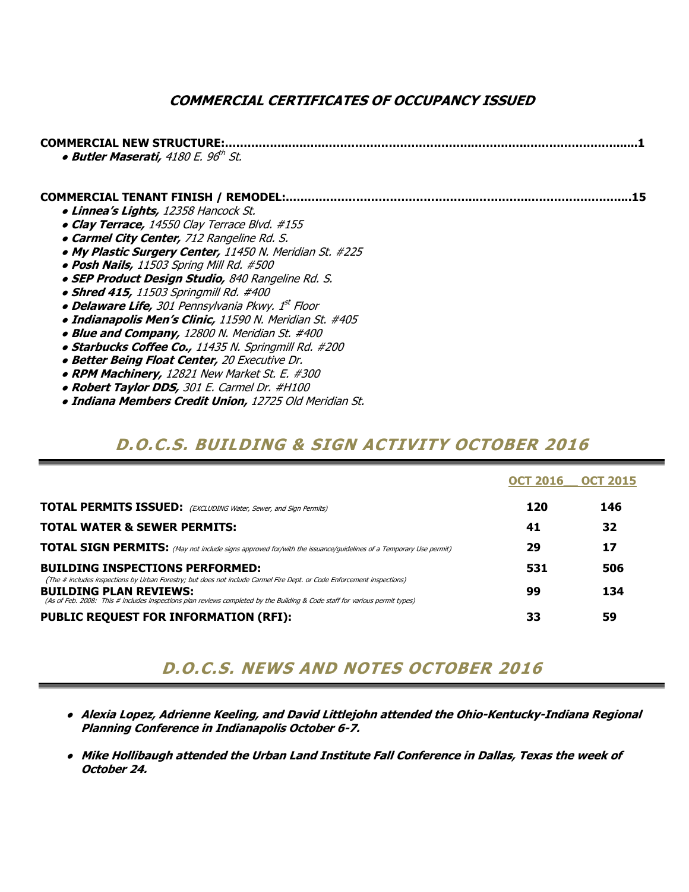## COMMERCIAL CERTIFICATES OF OCCUPANCY ISSUED

**COMMERCIAL NEW STRUCTURE:......................................................................................................1**

- ***Butler Maserati,*** *4180 E. 96th St.*

**COMMERCIAL TENANT FINISH / REMODEL:.......................................................................................15**

- ***Linnea's Lights,*** *12358 Hancock St.*
- ***Clay Terrace,*** *14550 Clay Terrace Blvd. #155*
- ***Carmel City Center,*** *712 Rangeline Rd. S.*
- ***My Plastic Surgery Center,*** *11450 N. Meridian St. #225*
- ***Posh Nails,*** *11503 Spring Mill Rd. #500*
- ***SEP Product Design Studio,*** *840 Rangeline Rd. S.*
- ***Shred 415,*** *11503 Springmill Rd. #400*
- ***Delaware Life,*** *301 Pennsylvania Pkwy. 1st Floor*
- ***Indianapolis Men's Clinic,*** *11590 N. Meridian St. #405*
- ***Blue and Company,*** *12800 N. Meridian St. #400*
- ***Starbucks Coffee Co.,*** *11435 N. Springmill Rd. #200*
- ***Better Being Float Center,*** *20 Executive Dr.*
- ***RPM Machinery,*** *12821 New Market St. E. #300*
- ***Robert Taylor DDS,*** *301 E. Carmel Dr. #H100*
- ***Indiana Members Credit Union,*** *12725 Old Meridian St.*

## D.O.C.S. BUILDING & SIGN ACTIVITY OCTOBER 2016

| | OCT 2016 | OCT 2015 |
|---|---|---|
| **TOTAL PERMITS ISSUED:** *(EXCLUDING Water, Sewer, and Sign Permits)* | **120** | **146** |
| **TOTAL WATER & SEWER PERMITS:** | **41** | **32** |
| **TOTAL SIGN PERMITS:** *(May not include signs approved for/with the issuance/guidelines of a Temporary Use permit)* | **29** | **17** |
| **BUILDING INSPECTIONS PERFORMED:** *(The # includes inspections by Urban Forestry; but does not include Carmel Fire Dept. or Code Enforcement inspections)* | **531** | **506** |
| **BUILDING PLAN REVIEWS:** *(As of Feb. 2008: This # includes inspections plan reviews completed by the Building & Code staff for various permit types)* | **99** | **134** |
| **PUBLIC REQUEST FOR INFORMATION (RFI):** | **33** | **59** |

## D.O.C.S. NEWS AND NOTES OCTOBER 2016

- ***Alexia Lopez, Adrienne Keeling, and David Littlejohn attended the Ohio-Kentucky-Indiana Regional Planning Conference in Indianapolis October 6-7.***
- ***Mike Hollibaugh attended the Urban Land Institute Fall Conference in Dallas, Texas the week of October 24.***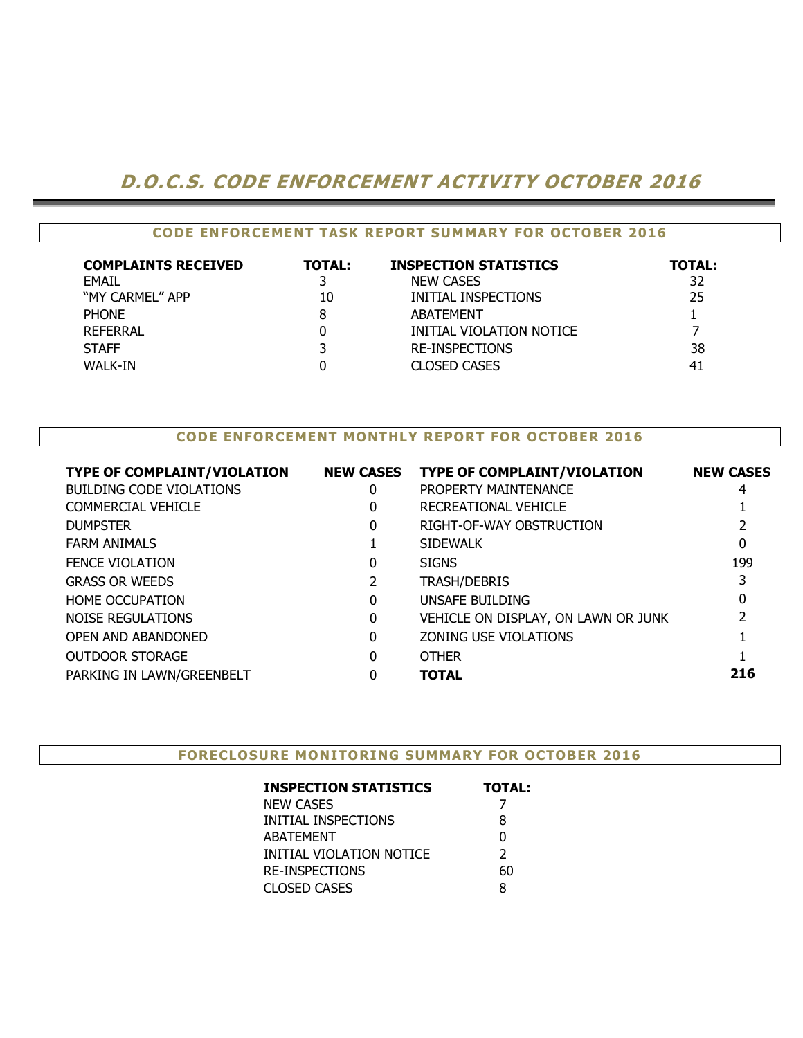# *D.O.C.S. CODE ENFORCEMENT ACTIVITY OCTOBER 2016*

## CODE ENFORCEMENT TASK REPORT SUMMARY FOR OCTOBER 2016

| COMPLAINTS RECEIVED | TOTAL: | INSPECTION STATISTICS | TOTAL: |
|---|---|---|---|
| EMAIL | 3 | NEW CASES | 32 |
| "MY CARMEL" APP | 10 | INITIAL INSPECTIONS | 25 |
| PHONE | 8 | ABATEMENT | 1 |
| REFERRAL | 0 | INITIAL VIOLATION NOTICE | 7 |
| STAFF | 3 | RE-INSPECTIONS | 38 |
| WALK-IN | 0 | CLOSED CASES | 41 |

## CODE ENFORCEMENT MONTHLY REPORT FOR OCTOBER 2016

| TYPE OF COMPLAINT/VIOLATION | NEW CASES | TYPE OF COMPLAINT/VIOLATION | NEW CASES |
|---|---|---|---|
| BUILDING CODE VIOLATIONS | 0 | PROPERTY MAINTENANCE | 4 |
| COMMERCIAL VEHICLE | 0 | RECREATIONAL VEHICLE | 1 |
| DUMPSTER | 0 | RIGHT-OF-WAY OBSTRUCTION | 2 |
| FARM ANIMALS | 1 | SIDEWALK | 0 |
| FENCE VIOLATION | 0 | SIGNS | 199 |
| GRASS OR WEEDS | 2 | TRASH/DEBRIS | 3 |
| HOME OCCUPATION | 0 | UNSAFE BUILDING | 0 |
| NOISE REGULATIONS | 0 | VEHICLE ON DISPLAY, ON LAWN OR JUNK | 2 |
| OPEN AND ABANDONED | 0 | ZONING USE VIOLATIONS | 1 |
| OUTDOOR STORAGE | 0 | OTHER | 1 |
| PARKING IN LAWN/GREENBELT | 0 | **TOTAL** | **216** |

## FORECLOSURE MONITORING SUMMARY FOR OCTOBER 2016

| INSPECTION STATISTICS | TOTAL: |
|---|---|
| NEW CASES | 7 |
| INITIAL INSPECTIONS | 8 |
| ABATEMENT | 0 |
| INITIAL VIOLATION NOTICE | 2 |
| RE-INSPECTIONS | 60 |
| CLOSED CASES | 8 |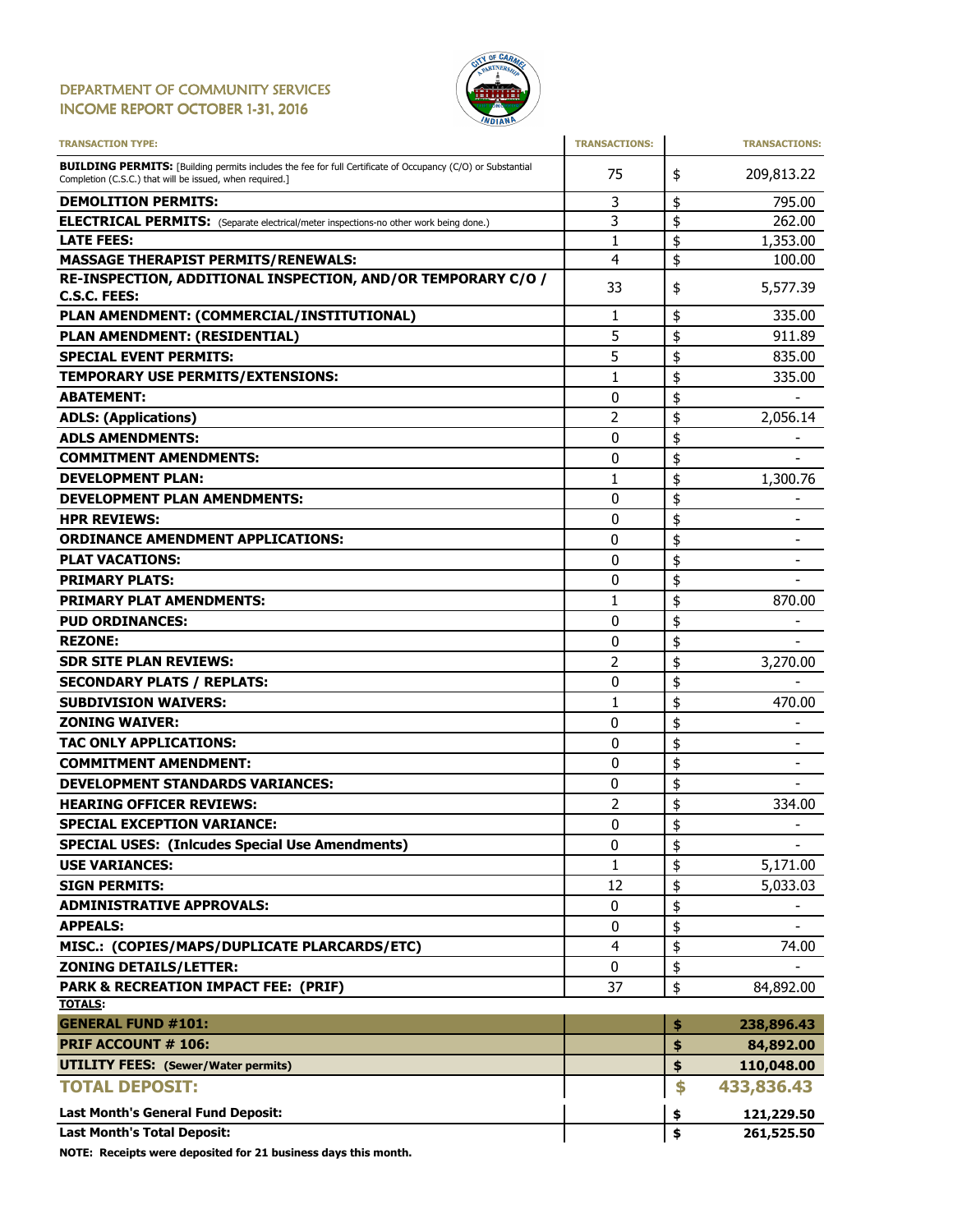# DEPARTMENT OF COMMUNITY SERVICES
## INCOME REPORT OCTOBER 1-31, 2016

| TRANSACTION TYPE: | TRANSACTIONS: | TRANSACTIONS: |
|---|---|---|
| **BUILDING PERMITS:** [Building permits includes the fee for full Certificate of Occupancy (C/O) or Substantial Completion (C.S.C.) that will be issued, when required.] | 75 | $ 209,813.22 |
| **DEMOLITION PERMITS:** | 3 | $ 795.00 |
| **ELECTRICAL PERMITS:** (Separate electrical/meter inspections-no other work being done.) | 3 | $ 262.00 |
| **LATE FEES:** | 1 | $ 1,353.00 |
| **MASSAGE THERAPIST PERMITS/RENEWALS:** | 4 | $ 100.00 |
| **RE-INSPECTION, ADDITIONAL INSPECTION, AND/OR TEMPORARY C/O / C.S.C. FEES:** | 33 | $ 5,577.39 |
| **PLAN AMENDMENT: (COMMERCIAL/INSTITUTIONAL)** | 1 | $ 335.00 |
| **PLAN AMENDMENT: (RESIDENTIAL)** | 5 | $ 911.89 |
| **SPECIAL EVENT PERMITS:** | 5 | $ 835.00 |
| **TEMPORARY USE PERMITS/EXTENSIONS:** | 1 | $ 335.00 |
| **ABATEMENT:** | 0 | $ - |
| **ADLS: (Applications)** | 2 | $ 2,056.14 |
| **ADLS AMENDMENTS:** | 0 | $ - |
| **COMMITMENT AMENDMENTS:** | 0 | $ - |
| **DEVELOPMENT PLAN:** | 1 | $ 1,300.76 |
| **DEVELOPMENT PLAN AMENDMENTS:** | 0 | $ - |
| **HPR REVIEWS:** | 0 | $ - |
| **ORDINANCE AMENDMENT APPLICATIONS:** | 0 | $ - |
| **PLAT VACATIONS:** | 0 | $ - |
| **PRIMARY PLATS:** | 0 | $ - |
| **PRIMARY PLAT AMENDMENTS:** | 1 | $ 870.00 |
| **PUD ORDINANCES:** | 0 | $ - |
| **REZONE:** | 0 | $ - |
| **SDR SITE PLAN REVIEWS:** | 2 | $ 3,270.00 |
| **SECONDARY PLATS / REPLATS:** | 0 | $ - |
| **SUBDIVISION WAIVERS:** | 1 | $ 470.00 |
| **ZONING WAIVER:** | 0 | $ - |
| **TAC ONLY APPLICATIONS:** | 0 | $ - |
| **COMMITMENT AMENDMENT:** | 0 | $ - |
| **DEVELOPMENT STANDARDS VARIANCES:** | 0 | $ - |
| **HEARING OFFICER REVIEWS:** | 2 | $ 334.00 |
| **SPECIAL EXCEPTION VARIANCE:** | 0 | $ - |
| **SPECIAL USES: (Inlcudes Special Use Amendments)** | 0 | $ - |
| **USE VARIANCES:** | 1 | $ 5,171.00 |
| **SIGN PERMITS:** | 12 | $ 5,033.03 |
| **ADMINISTRATIVE APPROVALS:** | 0 | $ - |
| **APPEALS:** | 0 | $ - |
| **MISC.: (COPIES/MAPS/DUPLICATE PLARCARDS/ETC)** | 4 | $ 74.00 |
| **ZONING DETAILS/LETTER:** | 0 | $ - |
| **PARK & RECREATION IMPACT FEE: (PRIF)** | 37 | $ 84,892.00 |
| **TOTALS:** | | |
| **GENERAL FUND #101:** | | **$ 238,896.43** |
| **PRIF ACCOUNT # 106:** | | **$ 84,892.00** |
| **UTILITY FEES: (Sewer/Water permits)** | | **$ 110,048.00** |
| **TOTAL DEPOSIT:** | | **$ 433,836.43** |
| **Last Month's General Fund Deposit:** | | **$ 121,229.50** |
| **Last Month's Total Deposit:** | | **$ 261,525.50** |

**NOTE: Receipts were deposited for 21 business days this month.**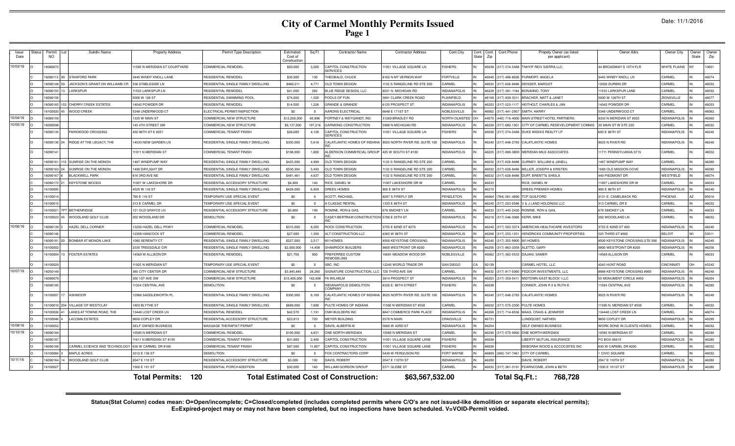# City of Carmel Monthly Permits Issued

## Page 1

Date: 11/1/2016

| Issue Date | Status | Permit NO | Lot | Subdiv Name | Property Address | Permit Type Description | Estimated Cost of Construction | Sq Ft | Contractor Name | Contractor Address | Cont.City | Cont. State | Cont. Zip | Cont.Phone | Propety Owner (as listed per applicant) | Owner Adrs | Owner City | Owner State | Owner Zip |
|---|---|---|---|---|---|---|---|---|---|---|---|---|---|---|---|---|---|---|---|
| 10/03/16 | O | 16080072 | | | 11595 N MERIDIAN ST COURTYARD | COMMERCIAL REMODEL | $50,000 | 3,200 | CAPITOL CONSTRUCTION SERVICES | 11051 VILLAGE SQUARE LN | FISHERS | IN | 46038 | (317) 574-5488 | TNHYIF REIV SIERRA LLC | 44 BROADWAY S 10TH FLR | WHITE PLAINS | NY | 10601 |
| | C | 16090115 | 99 | STANFORD PARK | 3445 WINDY KNOLL LANE | RESIDENTIAL REMODEL | $30,000 | 130 | THEOBALD, CHUCK | 8162 N MT VERNON WAY | FORTVILLE | IN | 46040 | (317) 496-8026 | PURMORT, ANGELA | 3445 WINDY KNOLL LN | CARMEL | IN | 46074 |
| | O | 16090148 | 59 | JACKSON'S GRANT ON WILLIAMS CR | 536 STABLESIDE LN | RESIDENTIAL SINGLE FAMILY DWELLING | $460,211 | 4,771 | OLD TOWN DESIGN | 1132 S RANGELINE RD STE 200 | CARMEL | IN | 46032 | (317) 626-8486 | DENGER, MARGOT | 12020 DURBIN DR | CARMEL | IN | 46032 |
| | O | 16090155 | 13 | LARKSPUR | 11533 LARKSPUR LN | RESIDENTIAL REMODEL | $41,000 | 282 | BLUE RIDGE DESIGN, LLC | 6031 N. MICHIGAN RD | INDIANAPOLIS | IN | 46228 | (317) 281-1184 | BONANNO, TONY | 11533 LARKSPUR LANE | CARMEL | IN | 46032 |
| | O | 16090156 | | | 5000 W 126 ST | RESIDENTIAL SWIMMING POOL | $74,000 | 1,520 | POOLS OF FUN | 3891 CLARK CREEK ROAD | PLAINFIELD | IN | 46168 | (317) 839-3311 | BRACHER, MATT & JANET | 5000 W 126TH ST | ZIONSVILLE | IN | 46077 |
| | O | 16090165 | 153 | CHERRY CREEK ESTATES | 14042 POWDER DR | RESIDENTIAL REMODEL | $14,500 | 1,226 | GRANDE & GRANDE | 6125 PROSPECT ST. | INDIANAPOLIS | IN | 46203 | (317) 523-1117 | HEITHOLT, CHARLES & JAN | 14042 POWDER DR | CARMEL | IN | 46033 |
| | O | 16100020 | 45 | WOOD CREEK | 5348 UNDERWOOD CT | ELECTRICAL PERMIT/INSPECTION | $0 | 0 | AARONS ELECTRICAL | 6648 E 171ST ST | NOBLESVILLE | IN | 46062 | (317) 441-2957 | SMITH, HARRY | 5348 UNDERWOOD CT | CARMEL | IN | 46062 |
| 10/04/16 | O | 16080159 | | | 1335 W MAIN ST | COMMERCIAL NEW STRUCTURE | $12,250,000 | 60,896 | FORTNEY & WEYGANDT, INC | 31269 BRADLEY RD | NORTH OLMSTED | OH | 44070 | (440) 716-4000 | MAIN STREET HOTEL PARTNERS | 9333 N MERIDIAN ST #203 | INDIANAPOLIS | IN | 46260 |
| 10/05/16 | O | 16090098 | | | 145 4TH STREET SW | COMMERCIAL NEW STRUCTURE | $9,137,000 | 197,216 | GARMONG CONSTRUCTION | 5988 N MICHIGAN RD | INDIANAPOLIS | IN | 46228 | (317) 682-1001 | CITY OF CARMEL REDEVELOPMENT COMMIS | 30 MAIN ST W STE 220 | CARMEL | IN | 46032 |
| | O | 16090135 | | PARKWOOD CROSSING | 450 96TH ST E #251 | COMMERCIAL TENANT FINISH | $28,000 | 4,128 | CAPITOL CONSTRUCTION SERVICES | 11051 VILLAGE SQUARE LN | FISHERS | IN | 46038 | (317) 574-5488 | DUKE WEEKS REALTY LP | 600 E 96TH ST | INDIANAPOLIS | IN | 46240 |
| | O | 16090136 | 24 | RIDGE AT THE LEGACY, THE | 14533 NEW GARDEN LN | RESIDENTIAL SINGLE FAMILY DWELLING | $350,000 | 5,618 | CALATLANTIC HOMES OF INDIANA INC | 9025 NORTH RIVER RD, SUITE 100 | INDIANAPOLIS | IN | 46240 | (317) 846-2783 | CALATLANTIC HOMES | 9025 N RIVER RD | INDIANAPOLIS | IN | 46240 |
| | O | 16090141 | | | 11911 N MERIDIAN ST | COMMERCIAL TENANT FINISH | $198,000 | 1,600 | ALDERSON COMMERCIAL GROUP INC | 425 W SOUTH ST #100 | INDIANAPOLIS | IN | 46225 | (317) 889-3800 | MERIDIAN MILE ASSOCIATES | 11711 PENNSYLVANIA ST N | CARMEL | IN | 46032 |
| | O | 16090161 | 110 | SUNRISE ON THE MONON | 1487 WINDPUMP WAY | RESIDENTIAL SINGLE FAMILY DWELLING | $425,000 | 4,999 | OLD TOWN DESIGN | 1132 S RANGELINE RD STE 200 | CARMEL | IN | 46032 | (317) 626-8486 | GURNEY, WILLIAM & JANELL | 1487 WINDPUMP WAY | CARMEL | IN | 46280 |
| | O | 16090163 | 24 | SUNRISE ON THE MONON | 1490 DAYLIGHT DR | RESIDENTIAL SINGLE FAMILY DWELLING | $530,304 | 5,493 | OLD TOWN DESIGN | 1132 S RANGELINE RD STE 200 | CARMEL | IN | 46032 | (317) 626-8486 | MILLER, JOSEPH & KRISTEN | 1689 OLD MISSION COVE | INDIANAPOLIS | IN | 46280 |
| | O | 16090167 | 6 | BLACKWELL PARK | 616 3RD AVE NE | RESIDENTIAL SINGLE FAMILY DWELLING | $481,461 | 4,637 | OLD TOWN DESIGN | 1132 S RANGELINE RD STE 200 | CARMEL | IN | 46032 | (317) 626-8486 | DUFF, BRENTT& SHEILA | 440 PIEDMONT DR | WESTFIELD | IN | 46074 |
| | O | 16090172 | 21 | KEYSTONE WOODS | 11007 W LAKESHORE DR | RESIDENTIAL ACCESSORY STRUCTURE | $4,800 | 140 | RICE, DANIEL W | 11007 LAKESHORE DR W | CARMEL | IN | 46033 | | RICE, DANIEL W | 11007 LAKESHORE DR W | CARMEL | IN | 46033 |
| | O | 16100005 | | | 4525 W 116 ST | RESIDENTIAL SINGLE FAMILY DWELLING | $428,000 | 6,958 | DREES HOMES | 900 E 96TH ST | INDIANAPOLIS | IN | 46270 | | DREES PREMIER HOMES | 900 E 96TH ST | INDIANAPOLIS | IN | 46240 |
| | O | 16100014 | | | 760 E 116 ST | TEMPORARY USE SPECIAL EVENT | $0 | 0 | SCOTT, RACHAEL | 8297 S FIREFLY DR | PENDLETON | IN | 46064 | (764) 561-4890 | TCP GUILFORD | 3131 E. CAMELBACK RD. | PHOENIX | AZ | 85016 |
| | O | 16100015 | | | 313 E CARMEL DR | TEMPORARY USE SPECIAL EVENT | $0 | 0 | A CLASSIC RENTAL | 1333 E 86TH ST | INDIANAPOLIS | IN | 46240 | (317) 253-0586 | V & J LAND HOLDINGS LLC | 313 CARMEL DR E | CARMEL | IN | 46032 |
| | O | 16100021 | 7PT | BETHENRIDGE | 121 OLD GRAYCE LN | RESIDENTIAL ACCESSORY STRUCTURE | $5,800 | 199 | ROMINE, RON & GAIL | 678 SMOKEY LN | CARMEL | IN | 46033 | (317) 445-2430 | ROMINE, RON & GAIL | 678 SMOKEY LN | CARMEL | IN | 46033 |
| | O | 16100023 | 45 | WOODLAND GOLF CLUB | 202 WOODLAND DR | DEMOLITION | $0 | 0 | CASEY-BERTRAM CONSTRUCTION INC | 5780 E 25TH ST | INDIANAPOLIS | IN | 46218 | (317) 546-3366 | KERR, MIKE | 202 WOODLAND LN | CARMEL | IN | 46032 |
| 10/06/16 | O | 16090139 | 5 | HAZEL DELL CORNER | 13250 HAZEL DELL PKWY | COMMERCIAL REMODEL | $315,000 | 8,205 | ROCK CONSTRUCTION | 3755 E 82ND ST #270 | INDIANAPOLIS | IN | 46240 | (317) 503-3374 | AMERICAN HEALTHCARE INVESTORS | 3755 E 82ND ST #20 | INDIANAPOLIS | IN | 46240 |
| | C | 16090146 | | | 12358 HANCOCK ST | COMMERCIAL REMODEL | $27,000 | 1,350 | ALT CONSTRUCTION LLC | 4365 W 96TH ST | INDIANAPOLIS | IN | 46268 | (317) 253-1251 | HENDRICKS COMMUNITY PROPERTIES | 525 THIRD ST #300 | BELOIT | WI | 53511 |
| | O | 16090181 | 20 | BONBAR AT MONON LAKE | 1080 SERENITY CT | RESIDENTIAL SINGLE FAMILY DWELLING | $227,000 | 2,517 | M/I HOMES | 8500 KEYSTONE CROSSING | INDIANAPOLIS | IN | 46240 | (317) 255-9900 | M/I HOMES | 8500 KEYSTONE CROSSING STE 590 | INDIANAPOLIS | IN | 46240 |
| | O | 16100002 | | | 2335 TREESDALE CIR | RESIDENTIAL SINGLE FAMILY DWELLING | $2,000,000 | 14,408 | SHAMROCK BUILDERS | 9800 WESTPOINT DR #200 | INDIANAPOLIS | IN | 46256 | (317) 863-3358 | ALETTO, GARY | 9800 WESTPOINT DR #200 | INDIANAPOLIS | IN | 46256 |
| | O | 16100004 | 13 | FOSTER ESTATES | 14569 W ALLISON DR | RESIDENTIAL REMODEL | $21,750 | 900 | PREFERRED CUSTOM REMODELING | 16691 MEADOW WOOD DR | NOBLESVILLE | IN | 46062 | (317) 362-5533 | DAJANI, SAMER | 14569 ALLISON DR | CARMEL | IN | 46033 |
| | O | 16100029 | | | 11925 N MERIDIAN ST | TEMPORARY USE SPECIAL EVENT | $0 | 0 | SBC, INC | 12245 WORLD TRADE DR | SAN DIEGO | CA | 92128 | | CARMEL HOTEL, LLC | 4243 HUNT ROAD | CINCINNATI | OH | 45242 |
| 10/07/16 | O | 16050149 | | | 385 CITY CENTER DR | COMMERCIAL NEW STRUCTURE | $3,945,845 | 28,260 | SIGNATURE CONSTRUCTION, LLC | 720 THIRD AVE SW | CARMEL | IN | 46032 | (317) 817-0360 | PEDCOR INVESTMENTS, LLC | 8888 KEYSTONE CROSSING #900 | INDIANAPOLIS | IN | 46240 |
| | O | 16090079 | | | 350 1ST AVE SW | COMMERCIAL NEW STRUCTURE | $15,400,000 | 142,498 | FA WILHELM | 3914 PROSPECT ST | INDIANAPOLIS | IN | 46203 | (317) 359-5411 | MIDTOWN EAST BLOCK I LLC | 55 MONUMENT CIRCLE #450 | INDIANAPOLIS | IN | 46204 |
| | O | 16090185 | | | 11024 CENTRAL AVE | DEMOLITION | $0 | 0 | INDIANAPOLIS DEMOLITION COMPANY | 6326 E. 96TH STREET | FISHERS | IN | 46038 | | CONNER, JOHN R II & RUTH E | 11024 CENTRAL AVE | INDIANAPOLIS | IN | 46280 |
| | O | 16100007 | 17 | ASHMOOR | 12966 SADDLEWORTH PL | RESIDENTIAL SINGLE FAMILY DWELLING | $300,000 | 6,169 | CALATLANTIC HOMES OF INDIANA INC | 9025 NORTH RIVER RD, SUITE 100 | INDIANAPOLIS | IN | 46240 | (317) 846-2783 | CALATLANTIC HOMES | 9025 N RIVER RD | INDIANAPOLIS | IN | 46240 |
| | O | 16100010 | 204 | VILLAGE OF WESTCLAY | 1803 BLYTHE ST | RESIDENTIAL SINGLE FAMILY DWELLING | $689,000 | 7,690 | PULTE HOMES OF INDIANA | 11590 N. MERIDIAN ST #530 | CARMEL | IN | 46032 | (317) 575-2350 | PULTE HOMES | 11590 N. MERIDIAN ST #530 | CARMEL | IN | 46032 |
| | O | 16100026 | 41 | LAKES AT TOWNE ROAD, THE | 13440 LOST CREEK LN | RESIDENTIAL REMODEL | $42,570 | 1,191 | CMH BUILDERS INC | 8847 COMMERCE PARK PLACE | INDIANAPOLIS | IN | 46268 | (317) 714-6536 | MAAS, CRAIG & JENNIFER | 134440 LOST CREEK LN | CARMEL | IN | 46074 |
| | O | 16100046 | 4 | LACOMA ESTATES | 9650 COPLEY DR | RESIDENTIAL ACCESSORY STRUCTURE | $23,813 | 720 | MEYER BUILDING | 2570 N MAIN | CRAIGVILLE | IN | 46731 | | LUNDQUIST, NATHEN | 9650 COPLEY DR | INDIANAPOLIS | IN | 46290 |
| 10/08/16 | O | 10100052 | | | SELF OWNED BUSINESS | MASSAGE THERAPIST PERMIT | $0 | 0 | DAVIS, ALBERTA M | 5660 W 43RD ST | INDIANAPOLIS | IN | 46254 | | SELF OWNED BUSINESS | WORK DONE IN CLIENTS HOMES | CARMEL | IN | 46032 |
| 10/10/16 | O | 16090184 | | | 10585 N MERIDIAN ST | COMMERCIAL REMODEL | $100,000 | 4,631 | ONE NORTH MERIDIAN | 10585 N MERIDIAN ST | CARMEL | IN | 46290 | (317) 575-9992 | ONE NORTH MERIDIAN | 10585 N MERIDIAN ST | CARMEL | IN | 46290 |
| | O | 16090187 | | | 11611 N MERIDIAN ST #105 | COMMERCIAL TENANT FINISH | $31,800 | 2,400 | CAPITOL CONSTRUCTION | 11051 VILLAGE SQUARE LANE | FISHERS | IN | 46038 | | LIBERTY MUTUAL INSURANCE | PO BOX 80615 | INDIANAPOLIS | IN | 46280 |
| | O | 16090188 | | CARMEL SCIENCE AND TECHNOLOGY | 630 W CARMEL DR #180 | COMMERCIAL TENANT FINISH | $87,500 | 11,807 | CAPITOL CONSTRUCTION | 11051 VILLAGE SQUARE LANE | FISHERS | IN | 46038 | | DEBORAH WOOD & ACCOCIATES INC | 630 W CARMEL DR #200 | CARMEL | IN | 46032 |
| | O | 16100066 | 3 | MAPLE ACRES | 3312 E 136 ST | DEMOLITION | $0 | 0 | FOX CONTRACTORS CORP | 5430 W FERGUSON RD | FORT WAYNE | IN | 46809 | (260) 747-7461 | CITY OF CARMEL | 1 CIVIC SQUARE | CARMEL | IN | 46032 |
| 10/11/16 | C | 16090164 | 14 | WOODLAND GOLF CLUB | 2047 E 110 ST | RESIDENTIAL ACCESSORY STRUCTURE | $5,000 | 192 | DAVIS, ROBERT | 2047 E 110TH ST | INDIANAPOLIS | IN | 46280 | | DAVIS, ROBERT | 2047 E 110TH ST | INDIANAPOLIS | IN | 46280 |
| | O | 16100027 | | | 1500 E 101 ST | RESIDENTIAL PORCH ADDITION | $30,000 | 160 | WILLIAM GORDON GROUP | 2371 GLEBE ST | CARMEL | IN | 46032 | (317) 361-3191 | FEARNCOMB, JOHN & BETH | 1500 E 101ST ST | INDIANAPOLIS | IN | 46280 |

**Total Permits: 120** **Total Estimated Cost of Construction: $63,567,532.00** **Total Sq.Ft.: 768,728**

**Status(Stat Column) codes mean: O=Open/incomplete; C=Closed/completed (includes completed permits where C/O's are not issued-like demolition or separate electrical permits); E=Expired-project may or may not have been completed, but no inspections have been scheduled. V=VOID-Permit voided.**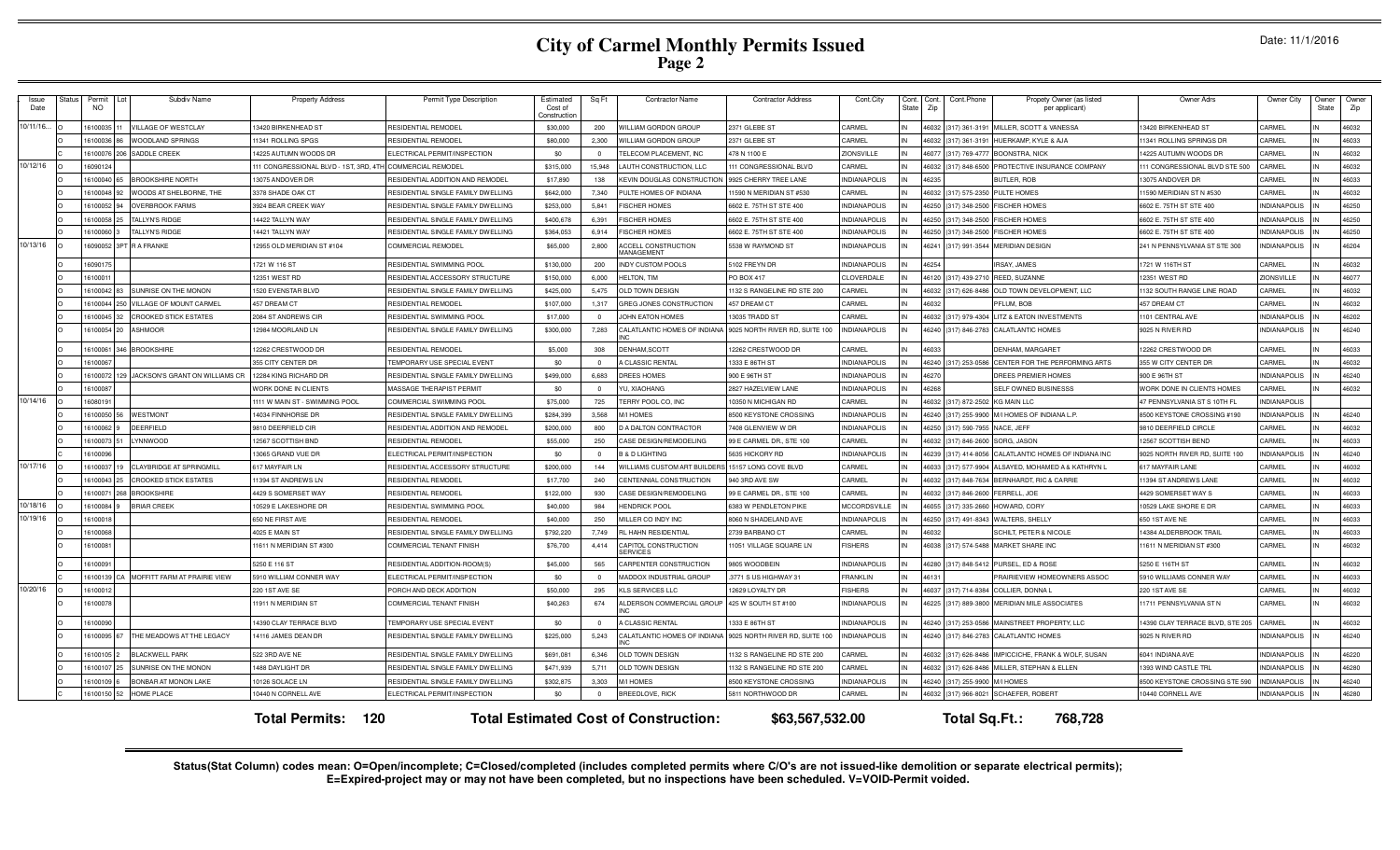# City of Carmel Monthly Permits Issued
## Page 2

Date: 11/1/2016

| Issue Date | Status | Permit NO | Lot | Subdiv Name | Property Address | Permit Type Description | Estimated Cost of Construction | Sq Ft | Contractor Name | Contractor Address | Cont.City | Cont. State | Cont. Zip | Cont.Phone | Propety Owner (as listed per applicant) | Owner Adrs | Owner City | Owner State | Owner Zip |
|---|---|---|---|---|---|---|---|---|---|---|---|---|---|---|---|---|---|---|---|
| 10/11/16... | O | 16100035 | 11 | VILLAGE OF WESTCLAY | 13420 BIRKENHEAD ST | RESIDENTIAL REMODEL | $30,000 | 200 | WILLIAM GORDON GROUP | 2371 GLEBE ST | CARMEL | IN | 46032 | (317) 361-3191 | MILLER, SCOTT & VANESSA | 13420 BIRKENHEAD ST | CARMEL | IN | 46032 |
| | O | 16100036 | 86 | WOODLAND SPRINGS | 11341 ROLLING SPGS | RESIDENTIAL REMODEL | $80,000 | 2,300 | WILLIAM GORDON GROUP | 2371 GLEBE ST | CARMEL | IN | 46032 | (317) 361-3191 | HUERKAMP, KYLE & AJA | 11341 ROLLING SPRINGS DR | CARMEL | IN | 46033 |
| | C | 16100076 | 206 | SADDLE CREEK | 14225 AUTUMN WOODS DR | ELECTRICAL PERMIT/INSPECTION | $0 | 0 | TELECOM PLACEMENT, INC | 478 N 1100 E | ZIONSVILLE | IN | 46077 | (317) 769-4777 | BOONSTRA, NICK | 14225 AUTUMN WOODS DR | CARMEL | IN | 46032 |
| 10/12/16 | O | 16090124 | | | 111 CONGRESSIONAL BLVD - 1ST, 3RD, 4TH | COMMERCIAL REMODEL | $315,000 | 15,948 | LAUTH CONSTRUCTION, LLC | 111 CONGRESSIONAL BLVD | CARMEL | IN | 46032 | (317) 848-6500 | PROTECTIVE INSURANCE COMPANY | 111 CONGRESSIONAL BLVD STE 500 | CARMEL | IN | 46032 |
| | O | 16100040 | 65 | BROOKSHIRE NORTH | 13075 ANDOVER DR | RESIDENTIAL ADDITION AND REMODEL | $17,890 | 138 | KEVIN DOUGLAS CONSTRUCTION | 9925 CHERRY TREE LANE | INDIANAPOLIS | IN | 46235 | | BUTLER, ROB | 13075 ANDOVER DR | CARMEL | IN | 46033 |
| | O | 16100048 | 92 | WOODS AT SHELBORNE, THE | 3378 SHADE OAK CT | RESIDENTIAL SINGLE FAMILY DWELLING | $642,000 | 7,340 | PULTE HOMES OF INDIANA | 11590 MERIDIAN ST N #530 | CARMEL | IN | 46032 | (317) 575-2350 | PULTE HOMES | 11590 MERIDIAN ST N #530 | CARMEL | IN | 46032 |
| | O | 16100052 | 94 | OVERBROOK FARMS | 3924 BEAR CREEK WAY | RESIDENTIAL SINGLE FAMILY DWELLING | $253,000 | 5,841 | FISCHER HOMES | 6602 E. 75TH ST STE 400 | INDIANAPOLIS | IN | 46250 | (317) 348-2500 | FISCHER HOMES | 6602 E. 75TH ST STE 400 | INDIANAPOLIS | IN | 46250 |
| | O | 16100058 | 25 | TALLYN'S RIDGE | 14422 TALLYN WAY | RESIDENTIAL SINGLE FAMILY DWELLING | $400,678 | 6,391 | FISCHER HOMES | 6602 E. 75TH ST STE 400 | INDIANAPOLIS | IN | 46250 | (317) 348-2500 | FISCHER HOMES | 6602 E. 75TH ST STE 400 | INDIANAPOLIS | IN | 46250 |
| | O | 16100060 | 3 | TALLYN'S RIDGE | 14421 TALLYN WAY | RESIDENTIAL SINGLE FAMILY DWELLING | $364,053 | 6,914 | FISCHER HOMES | 6602 E. 75TH ST STE 400 | INDIANAPOLIS | IN | 46250 | (317) 348-2500 | FISCHER HOMES | 6602 E. 75TH ST STE 400 | INDIANAPOLIS | IN | 46250 |
| 10/13/16 | O | 16090052 | 3PT | R A FRANKE | 12955 OLD MERIDIAN ST #104 | COMMERCIAL REMODEL | $65,000 | 2,800 | ACCELL CONSTRUCTION MANAGEMENT | 5538 W RAYMOND ST | INDIANAPOLIS | IN | 46241 | (317) 991-3544 | MERIDIAN DESIGN | 241 N PENNSYLVANIA ST STE 300 | INDIANAPOLIS | IN | 46204 |
| | O | 16090175 | | | 1721 W 116 ST | RESIDENTIAL SWIMMING POOL | $130,000 | 200 | INDY CUSTOM POOLS | 5102 FREYN DR | INDIANAPOLIS | IN | 46254 | | IRSAY, JAMES | 1721 W 116TH ST | CARMEL | IN | 46032 |
| | O | 16100011 | | | 12351 WEST RD | RESIDENTIAL ACCESSORY STRUCTURE | $150,000 | 6,000 | HELTON, TIM | PO BOX 417 | CLOVERDALE | IN | 46120 | (317) 439-2710 | REED, SUZANNE | 12351 WEST RD | ZIONSVILLE | IN | 46077 |
| | O | 16100042 | 83 | SUNRISE ON THE MONON | 1520 EVENSTAR BLVD | RESIDENTIAL SINGLE FAMILY DWELLING | $425,000 | 5,475 | OLD TOWN DESIGN | 1132 S RANGELINE RD STE 200 | CARMEL | IN | 46032 | (317) 626-8486 | OLD TOWN DEVELOPMENT, LLC | 1132 SOUTH RANGE LINE ROAD | CARMEL | IN | 46032 |
| | O | 16100044 | 250 | VILLAGE OF MOUNT CARMEL | 457 DREAM CT | RESIDENTIAL REMODEL | $107,000 | 1,317 | GREG JONES CONSTRUCTION | 457 DREAM CT | CARMEL | IN | 46032 | | PFLUM, BOB | 457 DREAM CT | CARMEL | IN | 46032 |
| | O | 16100045 | 32 | CROOKED STICK ESTATES | 2084 ST ANDREWS CIR | RESIDENTIAL SWIMMING POOL | $17,000 | 0 | JOHN EATON HOMES | 13035 TRADD ST | CARMEL | IN | 46032 | (317) 979-4304 | LITZ & EATON INVESTMENTS | 1101 CENTRAL AVE | INDIANAPOLIS | IN | 46202 |
| | O | 16100054 | 20 | ASHMOOR | 12984 MOORLAND LN | RESIDENTIAL SINGLE FAMILY DWELLING | $300,000 | 7,283 | CALATLANTIC HOMES OF INDIANA INC | 9025 NORTH RIVER RD, SUITE 100 | INDIANAPOLIS | IN | 46240 | (317) 846-2783 | CALATLANTIC HOMES | 9025 N RIVER RD | INDIANAPOLIS | IN | 46240 |
| | O | 16100061 | 346 | BROOKSHIRE | 12262 CRESTWOOD DR | RESIDENTIAL REMODEL | $5,000 | 308 | DENHAM,SCOTT | 12262 CRESTWOOD DR | CARMEL | IN | 46033 | | DENHAM, MARGARET | 12262 CRESTWOOD DR | CARMEL | IN | 46033 |
| | O | 16100067 | | | 355 CITY CENTER DR | TEMPORARY USE SPECIAL EVENT | $0 | 0 | A CLASSIC RENTAL | 1333 E 86TH ST | INDIANAPOLIS | IN | 46240 | (317) 253-0586 | CENTER FOR THE PERFORMING ARTS | 355 W CITY CENTER DR | CARMEL | IN | 46032 |
| | O | 16100072 | 129 | JACKSON'S GRANT ON WILLIAMS CR | 12284 KING RICHARD DR | RESIDENTIAL SINGLE FAMILY DWELLING | $499,000 | 6,683 | DREES HOMES | 900 E 96TH ST | INDIANAPOLIS | IN | 46270 | | DREES PREMIER HOMES | 900 E 96TH ST | INDIANAPOLIS | IN | 46240 |
| | O | 16100087 | | | WORK DONE IN CLIENTS | MASSAGE THERAPIST PERMIT | $0 | 0 | YU, XIAOHANG | 2827 HAZELVIEW LANE | INDIANAPOLIS | IN | 46268 | | SELF OWNED BUSINESSS | WORK DONE IN CLIENTS HOMES | CARMEL | IN | 46032 |
| 10/14/16 | O | 16080191 | | | 1111 W MAIN ST - SWIMMING POOL | COMMERCIAL SWIMMING POOL | $75,000 | 725 | TERRY POOL CO, INC | 10350 N MICHIGAN RD | CARMEL | IN | 46032 | (317) 872-2502 | KG MAIN LLC | 47 PENNSYLVANIA ST S 10TH FL | INDIANAPOLIS | | |
| | O | 16100050 | 56 | WESTMONT | 14034 FINNHORSE DR | RESIDENTIAL SINGLE FAMILY DWELLING | $284,399 | 3,568 | M/I HOMES | 8500 KEYSTONE CROSSING | INDIANAPOLIS | IN | 46240 | (317) 255-9900 | M/I HOMES OF INDIANA L.P. | 8500 KEYSTONE CROSSING #190 | INDIANAPOLIS | IN | 46240 |
| | O | 16100062 | 9 | DEERFIELD | 9810 DEERFIELD CIR | RESIDENTIAL ADDITION AND REMODEL | $200,000 | 800 | D A DALTON CONTRACTOR | 7408 GLENVIEW W DR | INDIANAPOLIS | IN | 46250 | (317) 590-7955 | NACE, JEFF | 9810 DEERFIELD CIRCLE | CARMEL | IN | 46032 |
| | O | 16100073 | 51 | LYNNWOOD | 12567 SCOTTISH BND | RESIDENTIAL REMODEL | $55,000 | 250 | CASE DESIGN/REMODELING | 99 E CARMEL DR., STE 100 | CARMEL | IN | 46032 | (317) 846-2600 | SORG, JASON | 12567 SCOTTISH BEND | CARMEL | IN | 46033 |
| | C | 16100096 | | | 13065 GRAND VUE DR | ELECTRICAL PERMIT/INSPECTION | $0 | 0 | B & D LIGHTING | 5635 HICKORY RD | INDIANAPOLIS | IN | 46239 | (317) 414-8056 | CALATLANTIC HOMES OF INDIANA INC | 9025 NORTH RIVER RD, SUITE 100 | INDIANAPOLIS | IN | 46240 |
| 10/17/16 | O | 16100037 | 19 | CLAYBRIDGE AT SPRINGMILL | 617 MAYFAIR LN | RESIDENTIAL ACCESSORY STRUCTURE | $200,000 | 144 | WILLIAMS CUSTOM ART BUILDERS | 15157 LONG COVE BLVD | CARMEL | IN | 46033 | (317) 577-9904 | ALSAYED, MOHAMED A & KATHRYN L | 617 MAYFAIR LANE | CARMEL | IN | 46032 |
| | O | 16100043 | 25 | CROOKED STICK ESTATES | 11394 ST ANDREWS LN | RESIDENTIAL REMODEL | $17,700 | 240 | CENTENNIAL CONSTRUCTION | 940 3RD AVE SW | CARMEL | IN | 46032 | (317) 848-7634 | BERNHARDT, RIC & CARRIE | 11394 ST ANDREWS LANE | CARMEL | IN | 46032 |
| | O | 16100071 | 268 | BROOKSHIRE | 4429 S SOMERSET WAY | RESIDENTIAL REMODEL | $122,000 | 930 | CASE DESIGN/REMODELING | 99 E CARMEL DR., STE 100 | CARMEL | IN | 46032 | (317) 846-2600 | FERRELL, JOE | 4429 SOMERSET WAY S | CARMEL | IN | 46033 |
| 10/18/16 | O | 16100084 | 9 | BRIAR CREEK | 10529 E LAKESHORE DR | RESIDENTIAL SWIMMING POOL | $40,000 | 984 | HENDRICK POOL | 6383 W PENDLETON PIKE | MCCORDSVILLE | IN | 46055 | (317) 335-2660 | HOWARD, CORY | 10529 LAKE SHORE E DR | CARMEL | IN | 46033 |
| 10/19/16 | O | 16100018 | | | 650 NE FIRST AVE | RESIDENTIAL REMODEL | $40,000 | 250 | MILLER CO INDY INC | 8060 N SHADELAND AVE | INDIANAPOLIS | IN | 46250 | (317) 491-8343 | WALTERS, SHELLY | 650 1ST AVE NE | CARMEL | IN | 46033 |
| | O | 16100068 | | | 4025 E MAIN ST | RESIDENTIAL SINGLE FAMILY DWELLING | $792,220 | 7,749 | RL HAHN RESIDENTIAL | 2739 BARBANO CT | CARMEL | IN | 46032 | | SCHILT, PETER & NICOLE | 14384 ALDERBROOK TRAIL | CARMEL | IN | 46033 |
| | O | 16100081 | | | 11611 N MERIDIAN ST #300 | COMMERCIAL TENANT FINISH | $76,700 | 4,414 | CAPITOL CONSTRUCTION SERVICES | 11051 VILLAGE SQUARE LN | FISHERS | IN | 46038 | (317) 574-5488 | MARKET SHARE INC | 11611 N MERIDIAN ST #300 | CARMEL | IN | 46032 |
| | O | 16100091 | | | 5250 E 116 ST | RESIDENTIAL ADDITION-ROOM(S) | $45,000 | 565 | CARPENTER CONSTRUCTION | 9805 WOODBEIN | INDIANAPOLIS | IN | 46280 | (317) 848-5412 | PURSEL, ED & ROSE | 5250 E 116TH ST | CARMEL | IN | 46032 |
| | C | 16100139 | CA | MOFFITT FARM AT PRAIRIE VIEW | 5910 WILLIAM CONNER WAY | ELECTRICAL PERMIT/INSPECTION | $0 | 0 | MADDOX INDUSTRIAL GROUP | 3771 S US HIGHWAY 31 | FRANKLIN | IN | 46131 | | PRAIRIEVIEW HOMEOWNERS ASSOC | 5910 WILLIAMS CONNER WAY | CARMEL | IN | 46033 |
| 10/20/16 | O | 16100012 | | | 220 1ST AVE SE | PORCH AND DECK ADDITION | $50,000 | 295 | KLS SERVICES LLC | 12629 LOYALTY DR | FISHERS | IN | 46037 | (317) 714-8384 | COLLIER, DONNA L | 220 1ST AVE SE | CARMEL | IN | 46032 |
| | O | 16100078 | | | 11911 N MERIDIAN ST | COMMERCIAL TENANT FINISH | $40,263 | 674 | ALDERSON COMMERCIAL GROUP INC | 425 W SOUTH ST #100 | INDIANAPOLIS | IN | 46225 | (317) 889-3800 | MERIDIAN MILE ASSOCIATES | 11711 PENNSYLVANIA ST N | CARMEL | IN | 46032 |
| | O | 16100090 | | | 14390 CLAY TERRACE BLVD | TEMPORARY USE SPECIAL EVENT | $0 | 0 | A CLASSIC RENTAL | 1333 E 86TH ST | INDIANAPOLIS | IN | 46240 | (317) 253-0586 | MAINSTREET PROPERTY, LLC | 14390 CLAY TERRACE BLVD, STE 205 | CARMEL | IN | 46032 |
| | O | 16100095 | 67 | THE MEADOWS AT THE LEGACY | 14116 JAMES DEAN DR | RESIDENTIAL SINGLE FAMILY DWELLING | $225,000 | 5,243 | CALATLANTIC HOMES OF INDIANA INC | 9025 NORTH RIVER RD, SUITE 100 | INDIANAPOLIS | IN | 46240 | (317) 846-2783 | CALATLANTIC HOMES | 9025 N RIVER RD | INDIANAPOLIS | IN | 46240 |
| | O | 16100105 | 2 | BLACKWELL PARK | 522 3RD AVE NE | RESIDENTIAL SINGLE FAMILY DWELLING | $691,081 | 6,346 | OLD TOWN DESIGN | 1132 S RANGELINE RD STE 200 | CARMEL | IN | 46032 | (317) 626-8486 | IMPICCICHE, FRANK & WOLF, SUSAN | 6041 INDIANA AVE | INDIANAPOLIS | IN | 46220 |
| | O | 16100107 | 25 | SUNRISE ON THE MONON | 1488 DAYLIGHT DR | RESIDENTIAL SINGLE FAMILY DWELLING | $471,939 | 5,711 | OLD TOWN DESIGN | 1132 S RANGELINE RD STE 200 | CARMEL | IN | 46032 | (317) 626-8486 | MILLER, STEPHAN & ELLEN | 1393 WIND CASTLE TRL | INDIANAPOLIS | IN | 46280 |
| | O | 16100109 | 6 | BONBAR AT MONON LAKE | 10126 SOLACE LN | RESIDENTIAL SINGLE FAMILY DWELLING | $302,875 | 3,303 | M/I HOMES | 8500 KEYSTONE CROSSING | INDIANAPOLIS | IN | 46240 | (317) 255-9900 | M/I HOMES | 8500 KEYSTONE CROSSING STE 590 | INDIANAPOLIS | IN | 46240 |
| | C | 16100150 | 52 | HOME PLACE | 10440 N CORNELL AVE | ELECTRICAL PERMIT/INSPECTION | $0 | 0 | BREEDLOVE, RICK | 5811 NORTHWOOD DR | CARMEL | IN | 46032 | (317) 966-8021 | SCHAEFER, ROBERT | 10440 CORNELL AVE | INDIANAPOLIS | IN | 46280 |

**Total Permits: 120** **Total Estimated Cost of Construction: $63,567,532.00** **Total Sq.Ft.: 768,728**

**Status(Stat Column) codes mean: O=Open/incomplete; C=Closed/completed (includes completed permits where C/O's are not issued-like demolition or separate electrical permits); E=Expired-project may or may not have been completed, but no inspections have been scheduled. V=VOID-Permit voided.**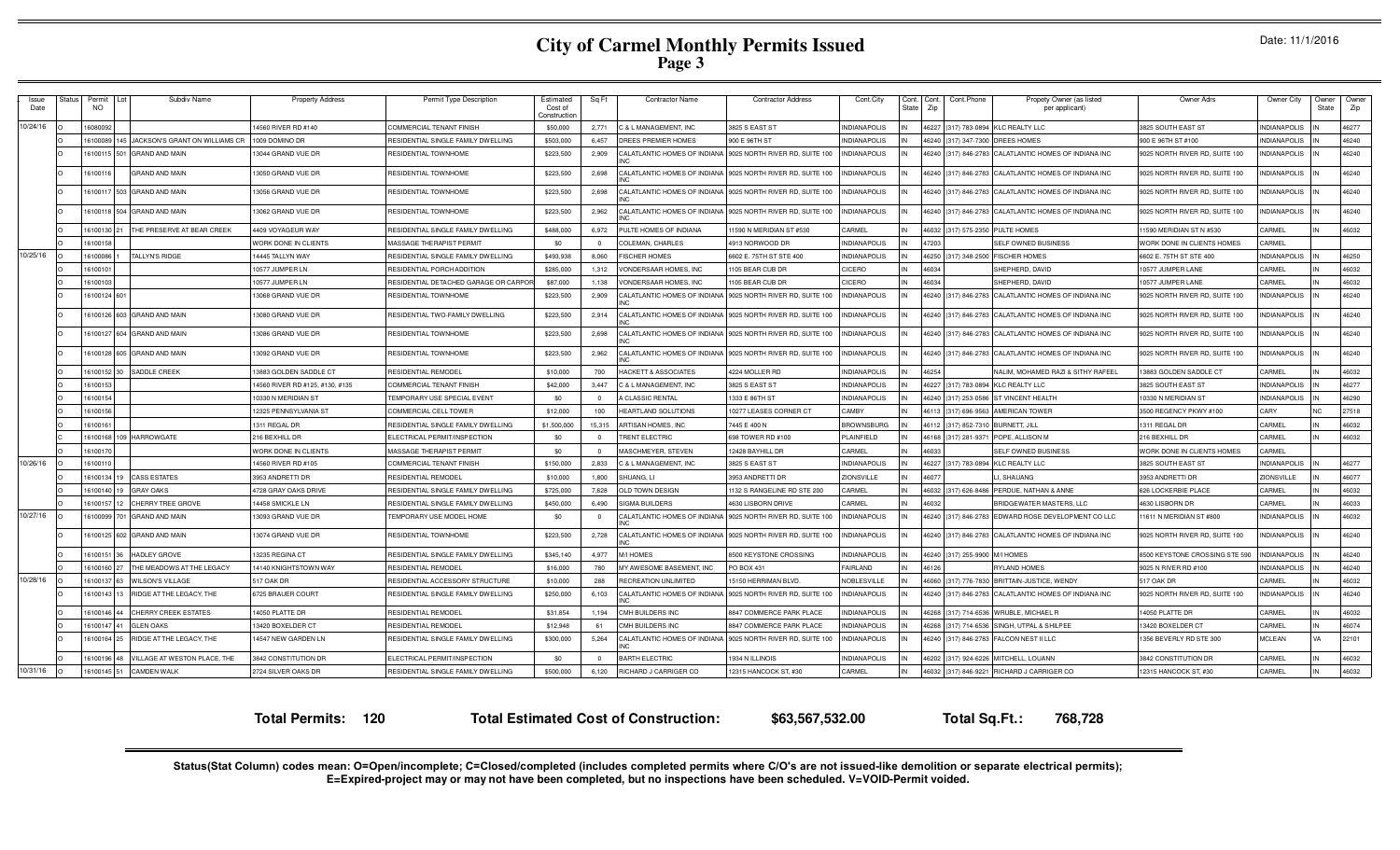# City of Carmel Monthly Permits Issued

## Page 3

Date: 11/1/2016

| Issue Date | Status | Permit NO | Lot | Subdiv Name | Property Address | Permit Type Description | Estimated Cost of Construction | Sq Ft | Contractor Name | Contractor Address | Cont.City | Cont. State | Cont. Zip | Cont.Phone | Propety Owner (as listed per applicant) | Owner Adrs | Owner City | Owner State | Owner Zip |
|---|---|---|---|---|---|---|---|---|---|---|---|---|---|---|---|---|---|---|---|
| 10/24/16 | O | 16080092 | | | 14560 RIVER RD #140 | COMMERCIAL TENANT FINISH | $50,000 | 2,771 | C & L MANAGEMENT, INC | 3825 S EAST ST | INDIANAPOLIS | IN | 46227 | (317) 783-0894 | KLC REALTY LLC | 3825 SOUTH EAST ST | INDIANAPOLIS | IN | 46277 |
| | O | 16100089 | 145 | JACKSON'S GRANT ON WILLIAMS CR | 1009 DOMINO DR | RESIDENTIAL SINGLE FAMILY DWELLING | $503,000 | 6,457 | DREES PREMIER HOMES | 900 E 96TH ST | INDIANAPOLIS | IN | 46240 | (317) 347-7300 | DREES HOMES | 900 E 96TH ST #100 | INDIANAPOLIS | IN | 46240 |
| | O | 16100115 | 501 | GRAND AND MAIN | 13044 GRAND VUE DR | RESIDENTIAL TOWNHOME | $223,500 | 2,909 | CALATLANTIC HOMES OF INDIANA INC | 9025 NORTH RIVER RD, SUITE 100 | INDIANAPOLIS | IN | 46240 | (317) 846-2783 | CALATLANTIC HOMES OF INDIANA INC | 9025 NORTH RIVER RD, SUITE 100 | INDIANAPOLIS | IN | 46240 |
| | O | 16100116 | | GRAND AND MAIN | 13050 GRAND VUE DR | RESIDENTIAL TOWNHOME | $223,500 | 2,698 | CALATLANTIC HOMES OF INDIANA INC | 9025 NORTH RIVER RD, SUITE 100 | INDIANAPOLIS | IN | 46240 | (317) 846-2783 | CALATLANTIC HOMES OF INDIANA INC | 9025 NORTH RIVER RD, SUITE 100 | INDIANAPOLIS | IN | 46240 |
| | O | 16100117 | 503 | GRAND AND MAIN | 13056 GRAND VUE DR | RESIDENTIAL TOWNHOME | $223,500 | 2,698 | CALATLANTIC HOMES OF INDIANA INC | 9025 NORTH RIVER RD, SUITE 100 | INDIANAPOLIS | IN | 46240 | (317) 846-2783 | CALATLANTIC HOMES OF INDIANA INC | 9025 NORTH RIVER RD, SUITE 100 | INDIANAPOLIS | IN | 46240 |
| | O | 16100118 | 504 | GRAND AND MAIN | 13062 GRAND VUE DR | RESIDENTIAL TOWNHOME | $223,500 | 2,962 | CALATLANTIC HOMES OF INDIANA INC | 9025 NORTH RIVER RD, SUITE 100 | INDIANAPOLIS | IN | 46240 | (317) 846-2783 | CALATLANTIC HOMES OF INDIANA INC | 9025 NORTH RIVER RD, SUITE 100 | INDIANAPOLIS | IN | 46240 |
| | O | 16100130 | 21 | THE PRESERVE AT BEAR CREEK | 4409 VOYAGEUR WAY | RESIDENTIAL SINGLE FAMILY DWELLING | $488,000 | 6,972 | PULTE HOMES OF INDIANA | 11590 N MERIDIAN ST #530 | CARMEL | IN | 46032 | (317) 575-2350 | PULTE HOMES | 11590 MERIDIAN ST N #530 | CARMEL | IN | 46032 |
| | O | 16100158 | | | WORK DONE IN CLIENTS | MASSAGE THERAPIST PERMIT | $0 | 0 | COLEMAN, CHARLES | 4913 NORWOOD DR | INDIANAPOLIS | IN | 47203 | | SELF OWNED BUSINESS | WORK DONE IN CLIENTS HOMES | CARMEL | | |
| 10/25/16 | O | 16100086 | 1 | TALLYN'S RIDGE | 14445 TALLYN WAY | RESIDENTIAL SINGLE FAMILY DWELLING | $493,938 | 8,060 | FISCHER HOMES | 6602 E. 75TH ST STE 400 | INDIANAPOLIS | IN | 46250 | (317) 348-2500 | FISCHER HOMES | 6602 E. 75TH ST STE 400 | INDIANAPOLIS | IN | 46250 |
| | O | 16100101 | | | 10577 JUMPER LN | RESIDENTIAL PORCH ADDITION | $285,000 | 1,312 | VONDERSAAR HOMES, INC | 1105 BEAR CUB DR | CICERO | IN | 46034 | | SHEPHERD, DAVID | 10577 JUMPER LANE | CARMEL | IN | 46032 |
| | O | 16100103 | | | 10577 JUMPER LN | RESIDENTIAL DETACHED GARAGE OR CARPOR | $87,000 | 1,138 | VONDERSAAR HOMES, INC | 1105 BEAR CUB DR | CICERO | IN | 46034 | | SHEPHERD, DAVID | 10577 JUMPER LANE | CARMEL | IN | 46032 |
| | O | 16100124 | 601 | | 13068 GRAND VUE DR | RESIDENTIAL TOWNHOME | $223,500 | 2,909 | CALATLANTIC HOMES OF INDIANA INC | 9025 NORTH RIVER RD, SUITE 100 | INDIANAPOLIS | IN | 46240 | (317) 846-2783 | CALATLANTIC HOMES OF INDIANA INC | 9025 NORTH RIVER RD, SUITE 100 | INDIANAPOLIS | IN | 46240 |
| | O | 16100126 | 603 | GRAND AND MAIN | 13080 GRAND VUE DR | RESIDENTIAL TWO-FAMILY DWELLING | $223,500 | 2,914 | CALATLANTIC HOMES OF INDIANA INC | 9025 NORTH RIVER RD, SUITE 100 | INDIANAPOLIS | IN | 46240 | (317) 846-2783 | CALATLANTIC HOMES OF INDIANA INC | 9025 NORTH RIVER RD, SUITE 100 | INDIANAPOLIS | IN | 46240 |
| | O | 16100127 | 604 | GRAND AND MAIN | 13086 GRAND VUE DR | RESIDENTIAL TOWNHOME | $223,500 | 2,698 | CALATLANTIC HOMES OF INDIANA INC | 9025 NORTH RIVER RD, SUITE 100 | INDIANAPOLIS | IN | 46240 | (317) 846-2783 | CALATLANTIC HOMES OF INDIANA INC | 9025 NORTH RIVER RD, SUITE 100 | INDIANAPOLIS | IN | 46240 |
| | O | 16100128 | 605 | GRAND AND MAIN | 13092 GRAND VUE DR | RESIDENTIAL TOWNHOME | $223,500 | 2,962 | CALATLANTIC HOMES OF INDIANA INC | 9025 NORTH RIVER RD, SUITE 100 | INDIANAPOLIS | IN | 46240 | (317) 846-2783 | CALATLANTIC HOMES OF INDIANA INC | 9025 NORTH RIVER RD, SUITE 100 | INDIANAPOLIS | IN | 46240 |
| | O | 16100152 | 30 | SADDLE CREEK | 13883 GOLDEN SADDLE CT | RESIDENTIAL REMODEL | $10,000 | 700 | HACKETT & ASSOCIATES | 4224 MOLLER RD | INDIANAPOLIS | IN | 46254 | | NALIM, MOHAMED RAZI & SITHY RAFEEL | 13883 GOLDEN SADDLE CT | CARMEL | IN | 46032 |
| | O | 16100153 | | | 14560 RIVER RD #125, #130, #135 | COMMERCIAL TENANT FINISH | $42,000 | 3,447 | C & L MANAGEMENT, INC | 3825 S EAST ST | INDIANAPOLIS | IN | 46227 | (317) 783-0894 | KLC REALTY LLC | 3825 SOUTH EAST ST | INDIANAPOLIS | IN | 46277 |
| | O | 16100154 | | | 10330 N MERIDIAN ST | TEMPORARY USE SPECIAL EVENT | $0 | 0 | A CLASSIC RENTAL | 1333 E 86TH ST | INDIANAPOLIS | IN | 46240 | (317) 253-0586 | ST VINCENT HEALTH | 10330 N MERIDIAN ST | INDIANAPOLIS | IN | 46290 |
| | O | 16100156 | | | 12325 PENNSYLVANIA ST | COMMERCIAL CELL TOWER | $12,000 | 100 | HEARTLAND SOLUTIONS | 10277 LEASES CORNER CT | CAMBY | IN | 46113 | (317) 696-9563 | AMERICAN TOWER | 3500 REGENCY PKWY #100 | CARY | NC | 27518 |
| | O | 16100161 | | | 1311 REGAL DR | RESIDENTIAL SINGLE FAMILY DWELLING | $1,500,000 | 15,315 | ARTISAN HOMES, INC | 7445 E 400 N | BROWNSBURG | IN | 46112 | (317) 852-7310 | BURNETT, JILL | 1311 REGAL DR | CARMEL | IN | 46032 |
| | C | 16100168 | 109 | HARROWGATE | 216 BEXHILL DR | ELECTRICAL PERMIT/INSPECTION | $0 | 0 | TRENT ELECTRIC | 698 TOWER RD #100 | PLAINFIELD | IN | 46168 | (317) 281-9371 | POPE, ALLISON M | 216 BEXHILL DR | CARMEL | IN | 46032 |
| | O | 16100170 | | | WORK DONE IN CLIENTS | MASSAGE THERAPIST PERMIT | $0 | 0 | MASCHMEYER, STEVEN | 12428 BAYHILL DR | CARMEL | IN | 46033 | | SELF OWNED BUSINESS | WORK DONE IN CLIENTS HOMES | CARMEL | | |
| 10/26/16 | O | 16100110 | | | 14560 RIVER RD #105 | COMMERCIAL TENANT FINISH | $150,000 | 2,833 | C & L MANAGEMENT, INC | 3825 S EAST ST | INDIANAPOLIS | IN | 46227 | (317) 783-0894 | KLC REALTY LLC | 3825 SOUTH EAST ST | INDIANAPOLIS | IN | 46277 |
| | O | 16100134 | 19 | CASS ESTATES | 3953 ANDRETTI DR | RESIDENTIAL REMODEL | $10,000 | 1,800 | SHUANG, LI | 3953 ANDRETTI DR | ZIONSVILLE | IN | 46077 | | LI, SHAUANG | 3953 ANDRETTI DR | ZIONSVILLE | IN | 46077 |
| | O | 16100140 | 19 | GRAY OAKS | 4728 GRAY OAKS DRIVE | RESIDENTIAL SINGLE FAMILY DWELLING | $725,000 | 7,628 | OLD TOWN DESIGN | 1132 S RANGELINE RD STE 200 | CARMEL | IN | 46032 | (317) 626-8486 | PERDUE, NATHAN & ANNE | 626 LOCKERBIE PLACE | CARMEL | IN | 46032 |
| | O | 16100157 | 12 | CHERRY TREE GROVE | 14458 SMICKLE LN | RESIDENTIAL SINGLE FAMILY DWELLING | $450,000 | 6,490 | SIGMA BUILDERS | 4630 LISBORN DRIVE | CARMEL | IN | 46032 | | BRIDGEWATER MASTERS, LLC | 4630 LISBORN DR | CARMEL | IN | 46033 |
| 10/27/16 | O | 16100099 | 701 | GRAND AND MAIN | 13093 GRAND VUE DR | TEMPORARY USE MODEL HOME | $0 | 0 | CALATLANTIC HOMES OF INDIANA INC | 9025 NORTH RIVER RD, SUITE 100 | INDIANAPOLIS | IN | 46240 | (317) 846-2783 | EDWARD ROSE DEVELOPMENT CO LLC | 11611 N MERIDIAN ST #800 | INDIANAPOLIS | IN | 46032 |
| | O | 16100125 | 602 | GRAND AND MAIN | 13074 GRAND VUE DR | RESIDENTIAL TOWNHOME | $223,500 | 2,728 | CALATLANTIC HOMES OF INDIANA INC | 9025 NORTH RIVER RD, SUITE 100 | INDIANAPOLIS | IN | 46240 | (317) 846-2783 | CALATLANTIC HOMES OF INDIANA INC | 9025 NORTH RIVER RD, SUITE 100 | INDIANAPOLIS | IN | 46240 |
| | O | 16100151 | 36 | HADLEY GROVE | 13235 REGINA CT | RESIDENTIAL SINGLE FAMILY DWELLING | $345,140 | 4,977 | M/I HOMES | 8500 KEYSTONE CROSSING | INDIANAPOLIS | IN | 46240 | (317) 255-9900 | M/I HOMES | 8500 KEYSTONE CROSSING STE 590 | INDIANAPOLIS | IN | 46240 |
| | O | 16100160 | 27 | THE MEADOWS AT THE LEGACY | 14140 KNIGHTSTOWN WAY | RESIDENTIAL REMODEL | $16,000 | 780 | MY AWESOME BASEMENT, INC | PO BOX 431 | FAIRLAND | IN | 46126 | | RYLAND HOMES | 9025 N RIVER RD #100 | INDIANAPOLIS | IN | 46240 |
| 10/28/16 | O | 16100137 | 63 | WILSON'S VILLAGE | 517 OAK DR | RESIDENTIAL ACCESSORY STRUCTURE | $10,000 | 288 | RECREATION UNLIMITED | 15150 HERRIMAN BLVD. | NOBLESVILLE | IN | 46060 | (317) 776-7830 | BRITTAIN-JUSTICE, WENDY | 517 OAK DR | CARMEL | IN | 46032 |
| | O | 16100143 | 13 | RIDGE AT THE LEGACY, THE | 6725 BRAUER COURT | RESIDENTIAL SINGLE FAMILY DWELLING | $250,000 | 6,103 | CALATLANTIC HOMES OF INDIANA INC | 9025 NORTH RIVER RD, SUITE 100 | INDIANAPOLIS | IN | 46240 | (317) 846-2783 | CALATLANTIC HOMES OF INDIANA INC | 9025 NORTH RIVER RD, SUITE 100 | INDIANAPOLIS | IN | 46240 |
| | O | 16100146 | 44 | CHERRY CREEK ESTATES | 14050 PLATTE DR | RESIDENTIAL REMODEL | $31,854 | 1,194 | CMH BUILDERS INC | 8847 COMMERCE PARK PLACE | INDIANAPOLIS | IN | 46268 | (317) 714-6536 | WRUBLE, MICHAEL R | 14050 PLATTE DR | CARMEL | IN | 46032 |
| | O | 16100147 | 41 | GLEN OAKS | 13420 BOXELDER CT | RESIDENTIAL REMODEL | $12,948 | 61 | CMH BUILDERS INC | 8847 COMMERCE PARK PLACE | INDIANAPOLIS | IN | 46268 | (317) 714-6536 | SINGH, UTPAL & SHILPEE | 13420 BOXELDER CT | CARMEL | IN | 46074 |
| | O | 16100164 | 25 | RIDGE AT THE LEGACY, THE | 14547 NEW GARDEN LN | RESIDENTIAL SINGLE FAMILY DWELLING | $300,000 | 5,264 | CALATLANTIC HOMES OF INDIANA INC | 9025 NORTH RIVER RD, SUITE 100 | INDIANAPOLIS | IN | 46240 | (317) 846-2783 | FALCON NEST II LLC | 1356 BEVERLY RD STE 300 | MCLEAN | VA | 22101 |
| | O | 16100196 | 48 | VILLAGE AT WESTON PLACE, THE | 3842 CONSTITUTION DR | ELECTRICAL PERMIT/INSPECTION | $0 | 0 | BARTH ELECTRIC | 1934 N ILLINOIS | INDIANAPOLIS | IN | 46202 | (317) 924-6226 | MITCHELL, LOUANN | 3842 CONSTITUTION DR | CARMEL | IN | 46032 |
| 10/31/16 | O | 16100145 | 51 | CAMDEN WALK | 2724 SILVER OAKS DR | RESIDENTIAL SINGLE FAMILY DWELLING | $500,000 | 6,120 | RICHARD J CARRIGER CO | 12315 HANCOCK ST, #30 | CARMEL | IN | 46032 | (317) 846-9221 | RICHARD J CARRIGER CO | 12315 HANCOCK ST, #30 | CARMEL | IN | 46032 |

**Total Permits: 120** **Total Estimated Cost of Construction: $63,567,532.00** **Total Sq.Ft.: 768,728**

**Status(Stat Column) codes mean: O=Open/incomplete; C=Closed/completed (includes completed permits where C/O's are not issued-like demolition or separate electrical permits); E=Expired-project may or may not have been completed, but no inspections have been scheduled. V=VOID-Permit voided.**